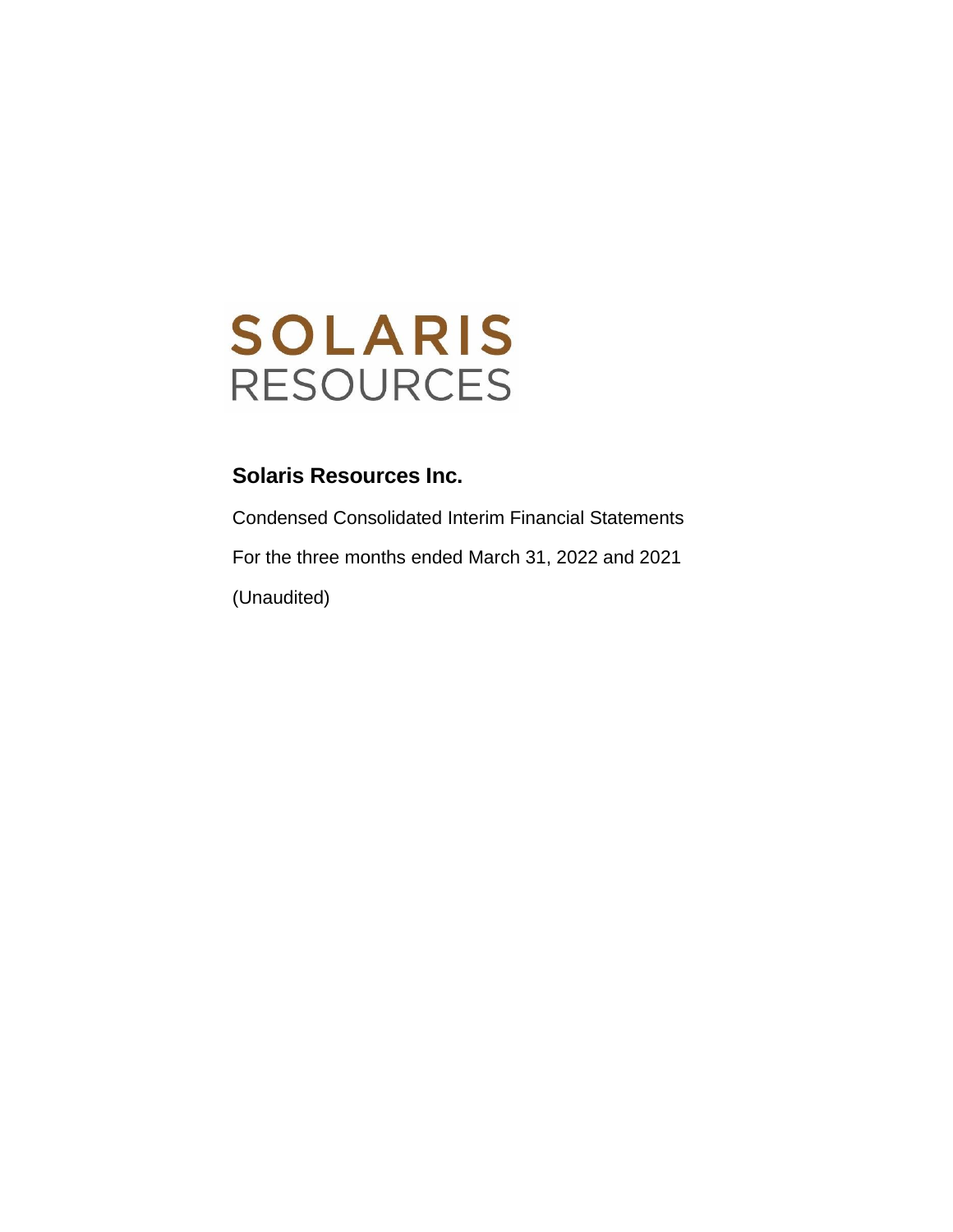SOLARIS
RESOURCES

# Solaris Resources Inc.

Condensed Consolidated Interim Financial Statements

For the three months ended March 31, 2022 and 2021

(Unaudited)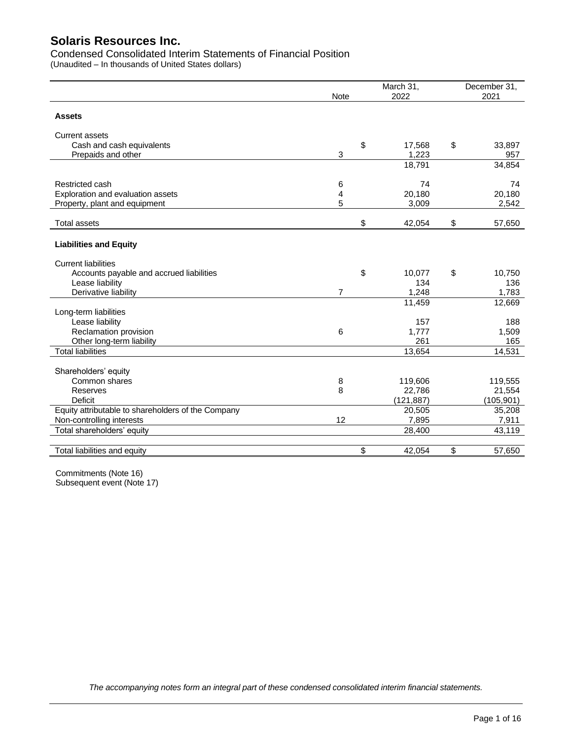# Solaris Resources Inc.

Condensed Consolidated Interim Statements of Financial Position

(Unaudited – In thousands of United States dollars)

| | Note | March 31, 2022 | December 31, 2021 |
|---|---|---|---|
| **Assets** | | | |
| Current assets | | | |
| Cash and cash equivalents | | $ 17,568 | $ 33,897 |
| Prepaids and other | 3 | 1,223 | 957 |
| | | 18,791 | 34,854 |
| Restricted cash | 6 | 74 | 74 |
| Exploration and evaluation assets | 4 | 20,180 | 20,180 |
| Property, plant and equipment | 5 | 3,009 | 2,542 |
| Total assets | | $ 42,054 | $ 57,650 |
| **Liabilities and Equity** | | | |
| Current liabilities | | | |
| Accounts payable and accrued liabilities | | $ 10,077 | $ 10,750 |
| Lease liability | | 134 | 136 |
| Derivative liability | 7 | 1,248 | 1,783 |
| | | 11,459 | 12,669 |
| Long-term liabilities | | | |
| Lease liability | | 157 | 188 |
| Reclamation provision | 6 | 1,777 | 1,509 |
| Other long-term liability | | 261 | 165 |
| Total liabilities | | 13,654 | 14,531 |
| Shareholders' equity | | | |
| Common shares | 8 | 119,606 | 119,555 |
| Reserves | 8 | 22,786 | 21,554 |
| Deficit | | (121,887) | (105,901) |
| Equity attributable to shareholders of the Company | | 20,505 | 35,208 |
| Non-controlling interests | 12 | 7,895 | 7,911 |
| Total shareholders' equity | | 28,400 | 43,119 |
| Total liabilities and equity | | $ 42,054 | $ 57,650 |

Commitments (Note 16)
Subsequent event (Note 17)

*The accompanying notes form an integral part of these condensed consolidated interim financial statements.*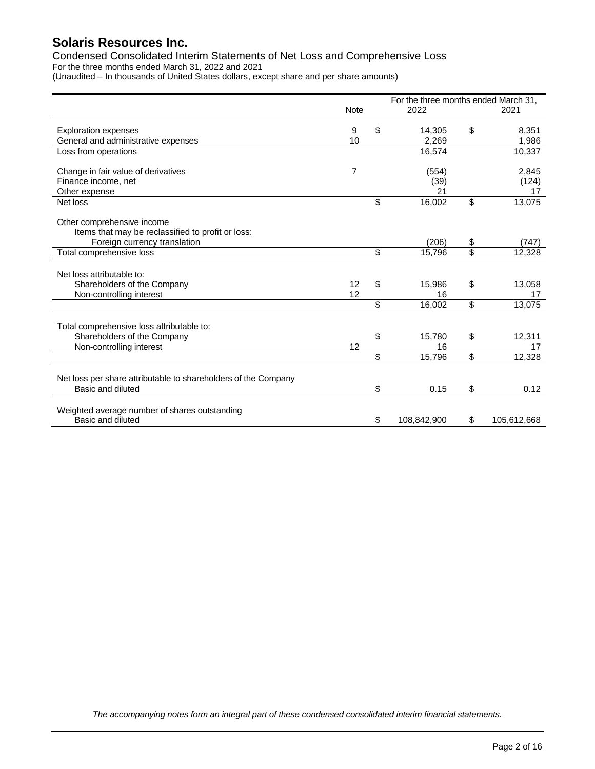# Solaris Resources Inc.

Condensed Consolidated Interim Statements of Net Loss and Comprehensive Loss
For the three months ended March 31, 2022 and 2021
(Unaudited – In thousands of United States dollars, except share and per share amounts)

| | Note | For the three months ended March 31, 2022 | 2021 |
|---|---|---|---|
| Exploration expenses | 9 | $ 14,305 | $ 8,351 |
| General and administrative expenses | 10 | 2,269 | 1,986 |
| Loss from operations | | 16,574 | 10,337 |
| Change in fair value of derivatives | 7 | (554) | 2,845 |
| Finance income, net | | (39) | (124) |
| Other expense | | 21 | 17 |
| Net loss | | $ 16,002 | $ 13,075 |
| Other comprehensive income | | | |
| Items that may be reclassified to profit or loss: | | | |
| Foreign currency translation | | (206) | $ (747) |
| Total comprehensive loss | | $ 15,796 | $ 12,328 |
| Net loss attributable to: | | | |
| Shareholders of the Company | 12 | $ 15,986 | $ 13,058 |
| Non-controlling interest | 12 | 16 | 17 |
| | | $ 16,002 | $ 13,075 |
| Total comprehensive loss attributable to: | | | |
| Shareholders of the Company | | $ 15,780 | $ 12,311 |
| Non-controlling interest | 12 | 16 | 17 |
| | | $ 15,796 | $ 12,328 |
| Net loss per share attributable to shareholders of the Company | | | |
| Basic and diluted | | $ 0.15 | $ 0.12 |
| Weighted average number of shares outstanding | | | |
| Basic and diluted | | $ 108,842,900 | $ 105,612,668 |

*The accompanying notes form an integral part of these condensed consolidated interim financial statements.*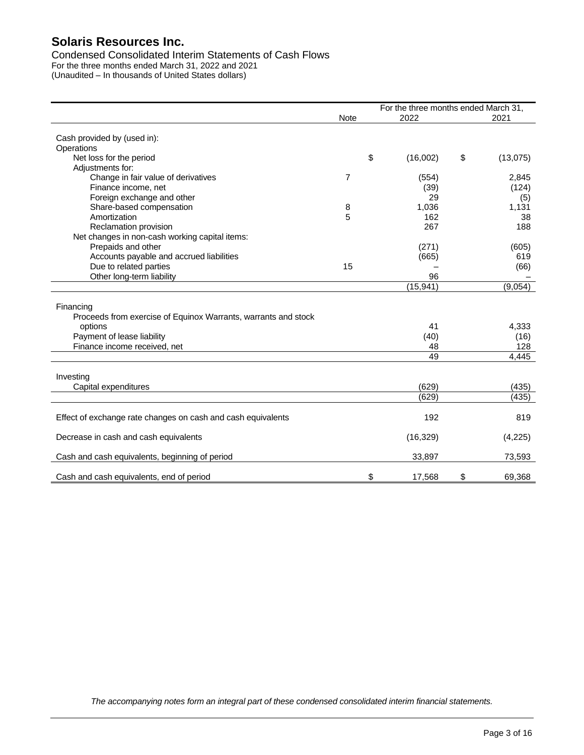# Solaris Resources Inc.

Condensed Consolidated Interim Statements of Cash Flows
For the three months ended March 31, 2022 and 2021
(Unaudited – In thousands of United States dollars)

| | Note | For the three months ended March 31, 2022 | 2021 |
|---|---|---|---|
| Cash provided by (used in): | | | |
| Operations | | | |
| Net loss for the period | | $ (16,002) | $ (13,075) |
| Adjustments for: | | | |
| Change in fair value of derivatives | 7 | (554) | 2,845 |
| Finance income, net | | (39) | (124) |
| Foreign exchange and other | | 29 | (5) |
| Share-based compensation | 8 | 1,036 | 1,131 |
| Amortization | 5 | 162 | 38 |
| Reclamation provision | | 267 | 188 |
| Net changes in non-cash working capital items: | | | |
| Prepaids and other | | (271) | (605) |
| Accounts payable and accrued liabilities | | (665) | 619 |
| Due to related parties | 15 | – | (66) |
| Other long-term liability | | 96 | – |
| | | (15,941) | (9,054) |
| Financing | | | |
| Proceeds from exercise of Equinox Warrants, warrants and stock options | | 41 | 4,333 |
| Payment of lease liability | | (40) | (16) |
| Finance income received, net | | 48 | 128 |
| | | 49 | 4,445 |
| Investing | | | |
| Capital expenditures | | (629) | (435) |
| | | (629) | (435) |
| Effect of exchange rate changes on cash and cash equivalents | | 192 | 819 |
| Decrease in cash and cash equivalents | | (16,329) | (4,225) |
| Cash and cash equivalents, beginning of period | | 33,897 | 73,593 |
| Cash and cash equivalents, end of period | | $ 17,568 | $ 69,368 |

*The accompanying notes form an integral part of these condensed consolidated interim financial statements.*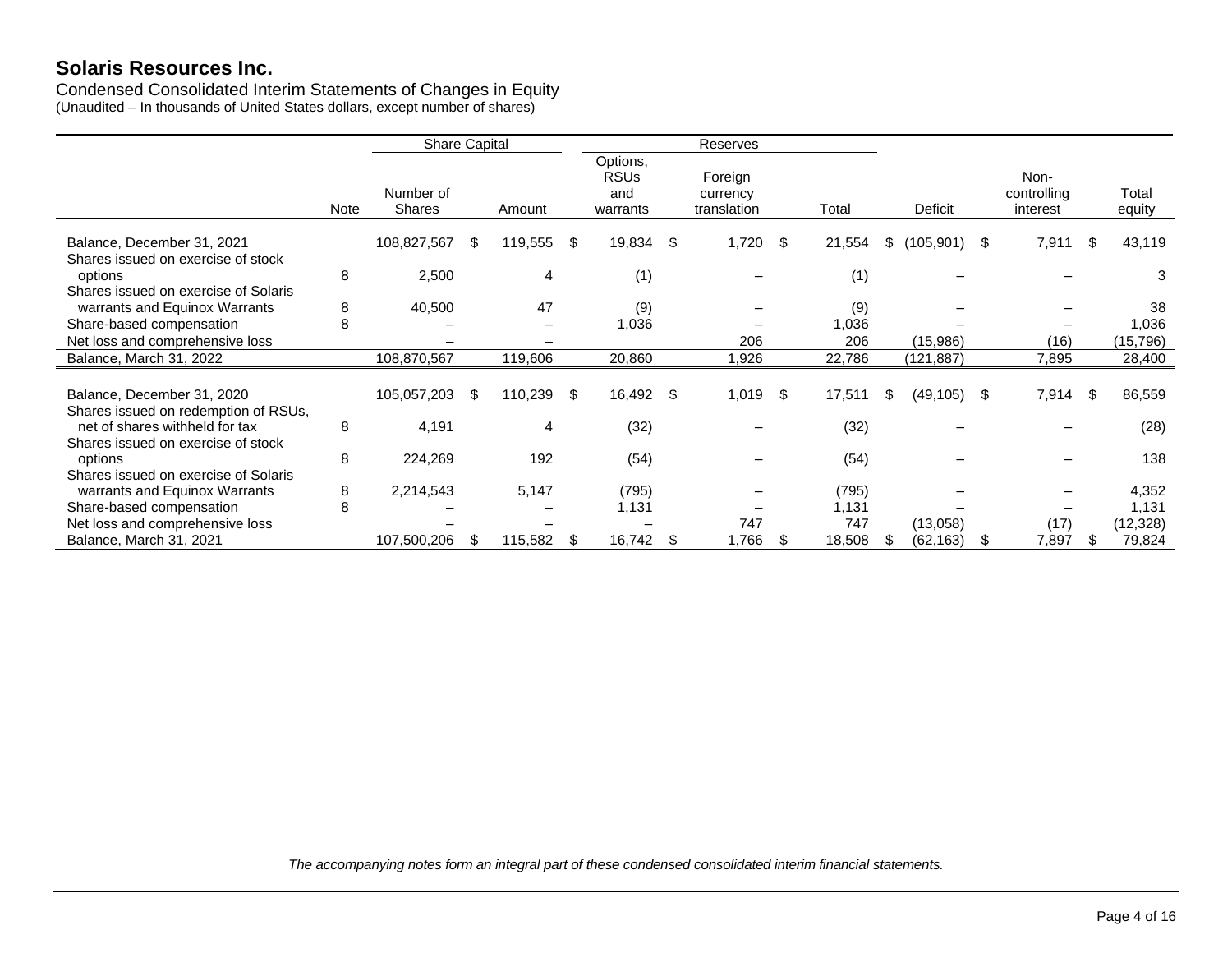# Solaris Resources Inc.

Condensed Consolidated Interim Statements of Changes in Equity
(Unaudited – In thousands of United States dollars, except number of shares)

| | Note | Share Capital | | Reserves | | | | | |
|---|---|---|---|---|---|---|---|---|---|
| | | Number of Shares | Amount | Options, RSUs and warrants | Foreign currency translation | Total | Deficit | Non-controlling interest | Total equity |
| Balance, December 31, 2021 | | 108,827,567 | $ 119,555 | $ 19,834 | $ 1,720 | $ 21,554 | $ (105,901) | $ 7,911 | $ 43,119 |
| Shares issued on exercise of stock options | 8 | 2,500 | 4 | (1) | – | (1) | – | – | 3 |
| Shares issued on exercise of Solaris warrants and Equinox Warrants | 8 | 40,500 | 47 | (9) | – | (9) | – | – | 38 |
| Share-based compensation | 8 | – | – | 1,036 | – | 1,036 | – | – | 1,036 |
| Net loss and comprehensive loss | | – | – | | 206 | 206 | (15,986) | (16) | (15,796) |
| Balance, March 31, 2022 | | 108,870,567 | 119,606 | 20,860 | 1,926 | 22,786 | (121,887) | 7,895 | 28,400 |
| | | | | | | | | | |
| Balance, December 31, 2020 | | 105,057,203 | $ 110,239 | $ 16,492 | $ 1,019 | $ 17,511 | $ (49,105) | $ 7,914 | $ 86,559 |
| Shares issued on redemption of RSUs, net of shares withheld for tax | 8 | 4,191 | 4 | (32) | – | (32) | – | – | (28) |
| Shares issued on exercise of stock options | 8 | 224,269 | 192 | (54) | – | (54) | – | – | 138 |
| Shares issued on exercise of Solaris warrants and Equinox Warrants | 8 | 2,214,543 | 5,147 | (795) | – | (795) | – | – | 4,352 |
| Share-based compensation | 8 | – | – | 1,131 | – | 1,131 | – | – | 1,131 |
| Net loss and comprehensive loss | | – | – | – | 747 | 747 | (13,058) | (17) | (12,328) |
| Balance, March 31, 2021 | | 107,500,206 | $ 115,582 | $ 16,742 | $ 1,766 | $ 18,508 | $ (62,163) | $ 7,897 | $ 79,824 |

*The accompanying notes form an integral part of these condensed consolidated interim financial statements.*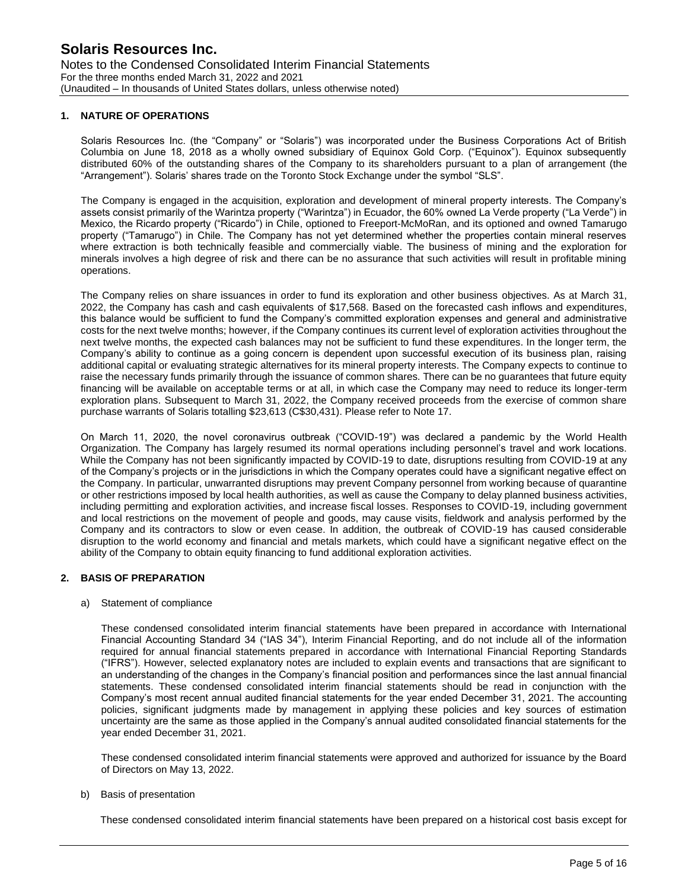## 1. NATURE OF OPERATIONS

Solaris Resources Inc. (the "Company" or "Solaris") was incorporated under the Business Corporations Act of British Columbia on June 18, 2018 as a wholly owned subsidiary of Equinox Gold Corp. ("Equinox"). Equinox subsequently distributed 60% of the outstanding shares of the Company to its shareholders pursuant to a plan of arrangement (the "Arrangement"). Solaris' shares trade on the Toronto Stock Exchange under the symbol "SLS".

The Company is engaged in the acquisition, exploration and development of mineral property interests. The Company's assets consist primarily of the Warintza property ("Warintza") in Ecuador, the 60% owned La Verde property ("La Verde") in Mexico, the Ricardo property ("Ricardo") in Chile, optioned to Freeport-McMoRan, and its optioned and owned Tamarugo property ("Tamarugo") in Chile. The Company has not yet determined whether the properties contain mineral reserves where extraction is both technically feasible and commercially viable. The business of mining and the exploration for minerals involves a high degree of risk and there can be no assurance that such activities will result in profitable mining operations.

The Company relies on share issuances in order to fund its exploration and other business objectives. As at March 31, 2022, the Company has cash and cash equivalents of $17,568. Based on the forecasted cash inflows and expenditures, this balance would be sufficient to fund the Company's committed exploration expenses and general and administrative costs for the next twelve months; however, if the Company continues its current level of exploration activities throughout the next twelve months, the expected cash balances may not be sufficient to fund these expenditures. In the longer term, the Company's ability to continue as a going concern is dependent upon successful execution of its business plan, raising additional capital or evaluating strategic alternatives for its mineral property interests. The Company expects to continue to raise the necessary funds primarily through the issuance of common shares. There can be no guarantees that future equity financing will be available on acceptable terms or at all, in which case the Company may need to reduce its longer-term exploration plans. Subsequent to March 31, 2022, the Company received proceeds from the exercise of common share purchase warrants of Solaris totalling $23,613 (C$30,431). Please refer to Note 17.

On March 11, 2020, the novel coronavirus outbreak ("COVID-19") was declared a pandemic by the World Health Organization. The Company has largely resumed its normal operations including personnel's travel and work locations. While the Company has not been significantly impacted by COVID-19 to date, disruptions resulting from COVID-19 at any of the Company's projects or in the jurisdictions in which the Company operates could have a significant negative effect on the Company. In particular, unwarranted disruptions may prevent Company personnel from working because of quarantine or other restrictions imposed by local health authorities, as well as cause the Company to delay planned business activities, including permitting and exploration activities, and increase fiscal losses. Responses to COVID-19, including government and local restrictions on the movement of people and goods, may cause visits, fieldwork and analysis performed by the Company and its contractors to slow or even cease. In addition, the outbreak of COVID-19 has caused considerable disruption to the world economy and financial and metals markets, which could have a significant negative effect on the ability of the Company to obtain equity financing to fund additional exploration activities.

## 2. BASIS OF PREPARATION

### a) Statement of compliance

These condensed consolidated interim financial statements have been prepared in accordance with International Financial Accounting Standard 34 ("IAS 34"), Interim Financial Reporting, and do not include all of the information required for annual financial statements prepared in accordance with International Financial Reporting Standards ("IFRS"). However, selected explanatory notes are included to explain events and transactions that are significant to an understanding of the changes in the Company's financial position and performances since the last annual financial statements. These condensed consolidated interim financial statements should be read in conjunction with the Company's most recent annual audited financial statements for the year ended December 31, 2021. The accounting policies, significant judgments made by management in applying these policies and key sources of estimation uncertainty are the same as those applied in the Company's annual audited consolidated financial statements for the year ended December 31, 2021.

These condensed consolidated interim financial statements were approved and authorized for issuance by the Board of Directors on May 13, 2022.

### b) Basis of presentation

These condensed consolidated interim financial statements have been prepared on a historical cost basis except for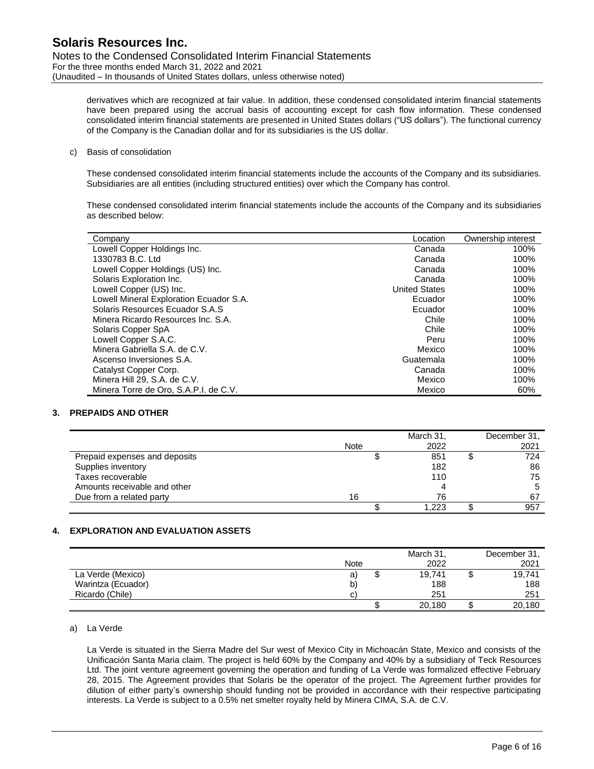derivatives which are recognized at fair value. In addition, these condensed consolidated interim financial statements have been prepared using the accrual basis of accounting except for cash flow information. These condensed consolidated interim financial statements are presented in United States dollars ("US dollars"). The functional currency of the Company is the Canadian dollar and for its subsidiaries is the US dollar.

c) Basis of consolidation

These condensed consolidated interim financial statements include the accounts of the Company and its subsidiaries. Subsidiaries are all entities (including structured entities) over which the Company has control.

These condensed consolidated interim financial statements include the accounts of the Company and its subsidiaries as described below:

| Company | Location | Ownership interest |
|---|---:|---:|
| Lowell Copper Holdings Inc. | Canada | 100% |
| 1330783 B.C. Ltd | Canada | 100% |
| Lowell Copper Holdings (US) Inc. | Canada | 100% |
| Solaris Exploration Inc. | Canada | 100% |
| Lowell Copper (US) Inc. | United States | 100% |
| Lowell Mineral Exploration Ecuador S.A. | Ecuador | 100% |
| Solaris Resources Ecuador S.A.S | Ecuador | 100% |
| Minera Ricardo Resources Inc. S.A. | Chile | 100% |
| Solaris Copper SpA | Chile | 100% |
| Lowell Copper S.A.C. | Peru | 100% |
| Minera Gabriella S.A. de C.V. | Mexico | 100% |
| Ascenso Inversiones S.A. | Guatemala | 100% |
| Catalyst Copper Corp. | Canada | 100% |
| Minera Hill 29, S.A. de C.V. | Mexico | 100% |
| Minera Torre de Oro, S.A.P.I. de C.V. | Mexico | 60% |

## 3. PREPAIDS AND OTHER

| | Note | March 31, 2022 | December 31, 2021 |
|---|---|---:|---:|
| Prepaid expenses and deposits | | $ 851 | $ 724 |
| Supplies inventory | | 182 | 86 |
| Taxes recoverable | | 110 | 75 |
| Amounts receivable and other | | 4 | 5 |
| Due from a related party | 16 | 76 | 67 |
| | | $ 1,223 | $ 957 |

## 4. EXPLORATION AND EVALUATION ASSETS

| | Note | March 31, 2022 | December 31, 2021 |
|---|---|---:|---:|
| La Verde (Mexico) | a) | $ 19,741 | $ 19,741 |
| Warintza (Ecuador) | b) | 188 | 188 |
| Ricardo (Chile) | c) | 251 | 251 |
| | | $ 20,180 | $ 20,180 |

a) La Verde

La Verde is situated in the Sierra Madre del Sur west of Mexico City in Michoacán State, Mexico and consists of the Unificación Santa Maria claim. The project is held 60% by the Company and 40% by a subsidiary of Teck Resources Ltd. The joint venture agreement governing the operation and funding of La Verde was formalized effective February 28, 2015. The Agreement provides that Solaris be the operator of the project. The Agreement further provides for dilution of either party's ownership should funding not be provided in accordance with their respective participating interests. La Verde is subject to a 0.5% net smelter royalty held by Minera CIMA, S.A. de C.V.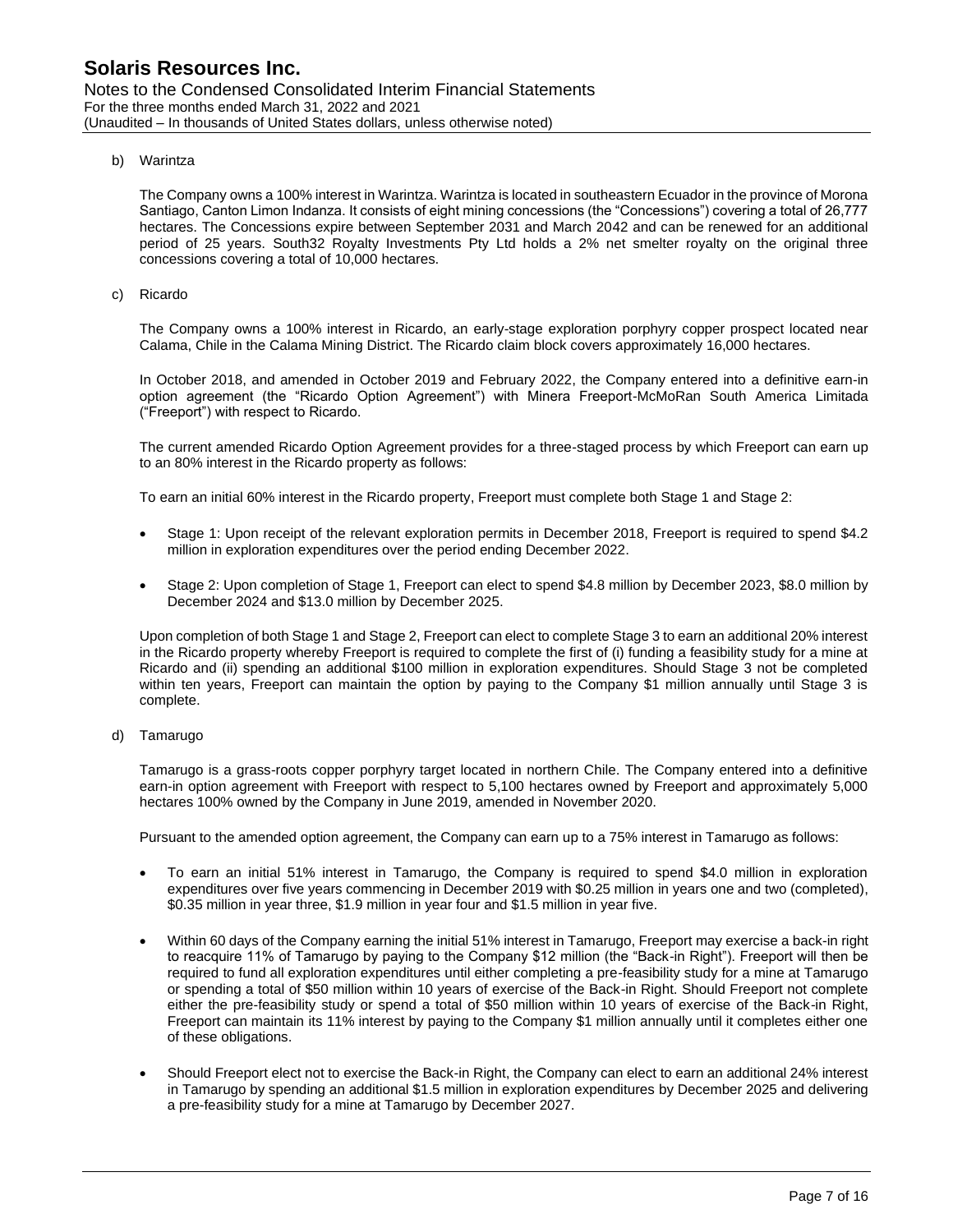b) Warintza

The Company owns a 100% interest in Warintza. Warintza is located in southeastern Ecuador in the province of Morona Santiago, Canton Limon Indanza. It consists of eight mining concessions (the "Concessions") covering a total of 26,777 hectares. The Concessions expire between September 2031 and March 2042 and can be renewed for an additional period of 25 years. South32 Royalty Investments Pty Ltd holds a 2% net smelter royalty on the original three concessions covering a total of 10,000 hectares.

c) Ricardo

The Company owns a 100% interest in Ricardo, an early-stage exploration porphyry copper prospect located near Calama, Chile in the Calama Mining District. The Ricardo claim block covers approximately 16,000 hectares.

In October 2018, and amended in October 2019 and February 2022, the Company entered into a definitive earn-in option agreement (the "Ricardo Option Agreement") with Minera Freeport-McMoRan South America Limitada ("Freeport") with respect to Ricardo.

The current amended Ricardo Option Agreement provides for a three-staged process by which Freeport can earn up to an 80% interest in the Ricardo property as follows:

To earn an initial 60% interest in the Ricardo property, Freeport must complete both Stage 1 and Stage 2:

- Stage 1: Upon receipt of the relevant exploration permits in December 2018, Freeport is required to spend \$4.2 million in exploration expenditures over the period ending December 2022.
- Stage 2: Upon completion of Stage 1, Freeport can elect to spend \$4.8 million by December 2023, \$8.0 million by December 2024 and \$13.0 million by December 2025.

Upon completion of both Stage 1 and Stage 2, Freeport can elect to complete Stage 3 to earn an additional 20% interest in the Ricardo property whereby Freeport is required to complete the first of (i) funding a feasibility study for a mine at Ricardo and (ii) spending an additional \$100 million in exploration expenditures. Should Stage 3 not be completed within ten years, Freeport can maintain the option by paying to the Company \$1 million annually until Stage 3 is complete.

d) Tamarugo

Tamarugo is a grass-roots copper porphyry target located in northern Chile. The Company entered into a definitive earn-in option agreement with Freeport with respect to 5,100 hectares owned by Freeport and approximately 5,000 hectares 100% owned by the Company in June 2019, amended in November 2020.

Pursuant to the amended option agreement, the Company can earn up to a 75% interest in Tamarugo as follows:

- To earn an initial 51% interest in Tamarugo, the Company is required to spend \$4.0 million in exploration expenditures over five years commencing in December 2019 with \$0.25 million in years one and two (completed), \$0.35 million in year three, \$1.9 million in year four and \$1.5 million in year five.
- Within 60 days of the Company earning the initial 51% interest in Tamarugo, Freeport may exercise a back-in right to reacquire 11% of Tamarugo by paying to the Company \$12 million (the "Back-in Right"). Freeport will then be required to fund all exploration expenditures until either completing a pre-feasibility study for a mine at Tamarugo or spending a total of \$50 million within 10 years of exercise of the Back-in Right. Should Freeport not complete either the pre-feasibility study or spend a total of \$50 million within 10 years of exercise of the Back-in Right, Freeport can maintain its 11% interest by paying to the Company \$1 million annually until it completes either one of these obligations.
- Should Freeport elect not to exercise the Back-in Right, the Company can elect to earn an additional 24% interest in Tamarugo by spending an additional \$1.5 million in exploration expenditures by December 2025 and delivering a pre-feasibility study for a mine at Tamarugo by December 2027.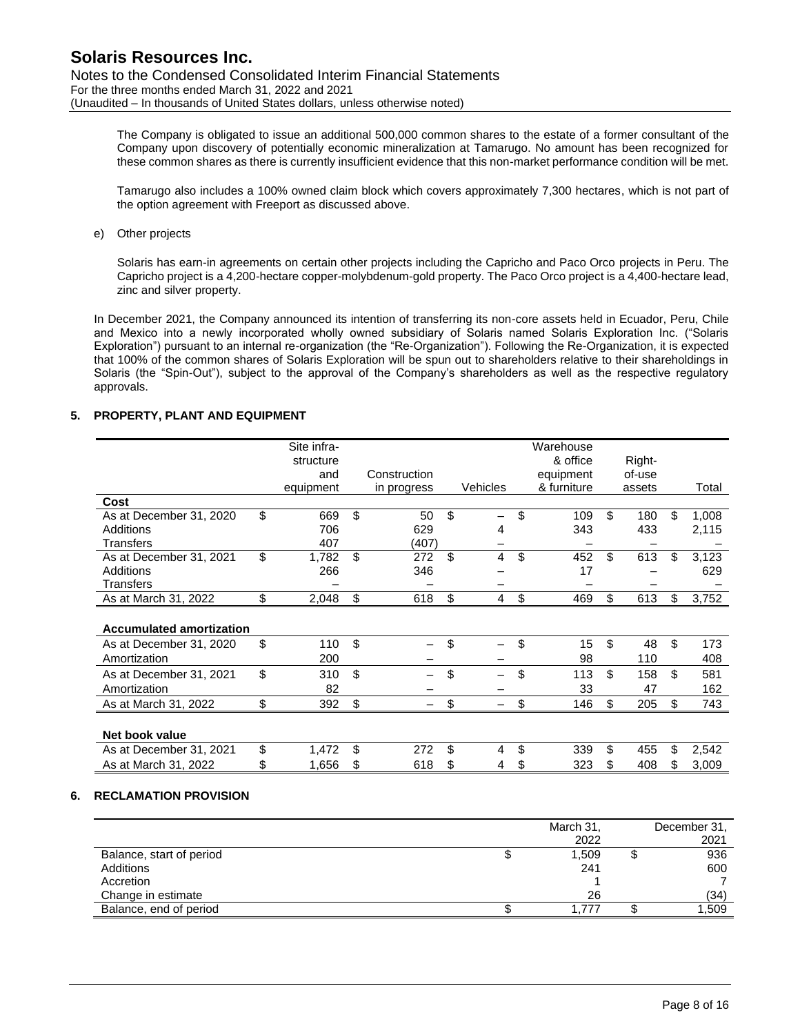The Company is obligated to issue an additional 500,000 common shares to the estate of a former consultant of the Company upon discovery of potentially economic mineralization at Tamarugo. No amount has been recognized for these common shares as there is currently insufficient evidence that this non-market performance condition will be met.

Tamarugo also includes a 100% owned claim block which covers approximately 7,300 hectares, which is not part of the option agreement with Freeport as discussed above.

e) Other projects

Solaris has earn-in agreements on certain other projects including the Capricho and Paco Orco projects in Peru. The Capricho project is a 4,200-hectare copper-molybdenum-gold property. The Paco Orco project is a 4,400-hectare lead, zinc and silver property.

In December 2021, the Company announced its intention of transferring its non-core assets held in Ecuador, Peru, Chile and Mexico into a newly incorporated wholly owned subsidiary of Solaris named Solaris Exploration Inc. ("Solaris Exploration") pursuant to an internal re-organization (the "Re-Organization"). Following the Re-Organization, it is expected that 100% of the common shares of Solaris Exploration will be spun out to shareholders relative to their shareholdings in Solaris (the "Spin-Out"), subject to the approval of the Company's shareholders as well as the respective regulatory approvals.

## 5. PROPERTY, PLANT AND EQUIPMENT

| | Site infra-structure and equipment | Construction in progress | Vehicles | Warehouse & office equipment & furniture | Right-of-use assets | Total |
|---|---|---|---|---|---|---|
| **Cost** | | | | | | |
| As at December 31, 2020 | $ 669 | $ 50 | $ – | $ 109 | $ 180 | $ 1,008 |
| Additions | 706 | 629 | 4 | 343 | 433 | 2,115 |
| Transfers | 407 | (407) | – | – | – | – |
| As at December 31, 2021 | $ 1,782 | $ 272 | $ 4 | $ 452 | $ 613 | $ 3,123 |
| Additions | 266 | 346 | – | 17 | – | 629 |
| Transfers | – | – | – | – | – | – |
| As at March 31, 2022 | $ 2,048 | $ 618 | $ 4 | $ 469 | $ 613 | $ 3,752 |
| | | | | | | |
| **Accumulated amortization** | | | | | | |
| As at December 31, 2020 | $ 110 | $ – | $ – | $ 15 | $ 48 | $ 173 |
| Amortization | 200 | – | – | 98 | 110 | 408 |
| As at December 31, 2021 | $ 310 | $ – | $ – | $ 113 | $ 158 | $ 581 |
| Amortization | 82 | – | – | 33 | 47 | 162 |
| As at March 31, 2022 | $ 392 | $ – | $ – | $ 146 | $ 205 | $ 743 |
| | | | | | | |
| **Net book value** | | | | | | |
| As at December 31, 2021 | $ 1,472 | $ 272 | $ 4 | $ 339 | $ 455 | $ 2,542 |
| As at March 31, 2022 | $ 1,656 | $ 618 | $ 4 | $ 323 | $ 408 | $ 3,009 |

## 6. RECLAMATION PROVISION

| | March 31, 2022 | December 31, 2021 |
|---|---|---|
| Balance, start of period | $ 1,509 | $ 936 |
| Additions | 241 | 600 |
| Accretion | 1 | 7 |
| Change in estimate | 26 | (34) |
| Balance, end of period | $ 1,777 | $ 1,509 |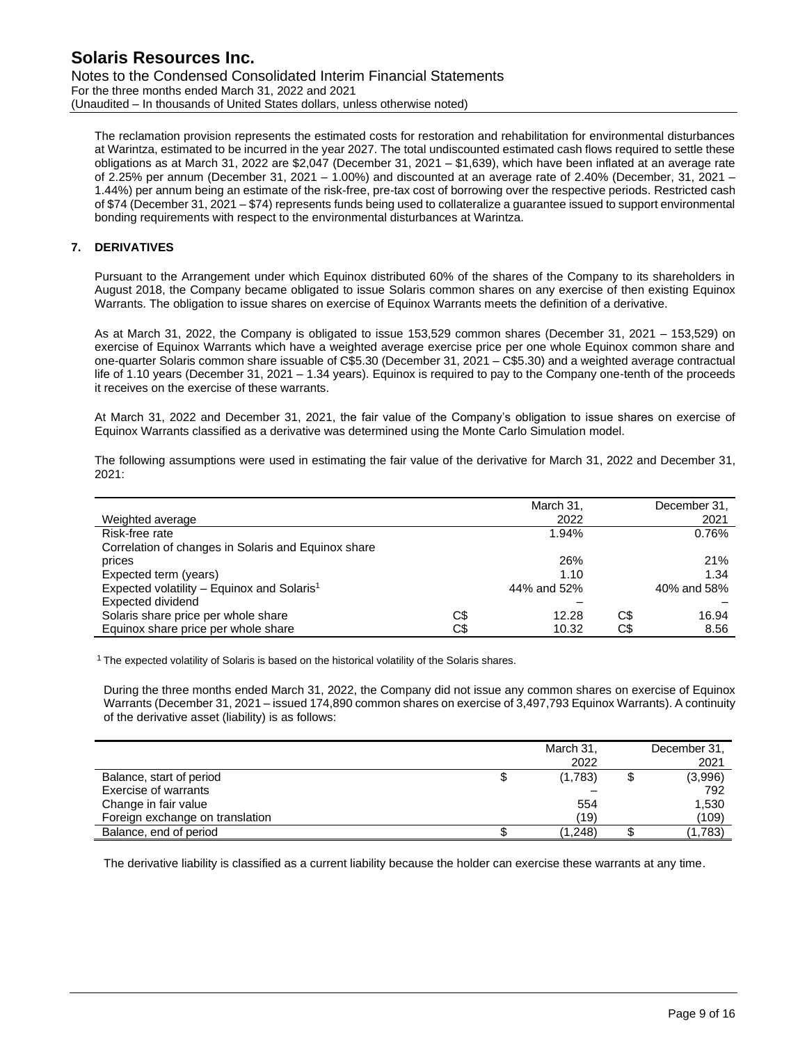The reclamation provision represents the estimated costs for restoration and rehabilitation for environmental disturbances at Warintza, estimated to be incurred in the year 2027. The total undiscounted estimated cash flows required to settle these obligations as at March 31, 2022 are $2,047 (December 31, 2021 – $1,639), which have been inflated at an average rate of 2.25% per annum (December 31, 2021 – 1.00%) and discounted at an average rate of 2.40% (December, 31, 2021 – 1.44%) per annum being an estimate of the risk-free, pre-tax cost of borrowing over the respective periods. Restricted cash of $74 (December 31, 2021 – $74) represents funds being used to collateralize a guarantee issued to support environmental bonding requirements with respect to the environmental disturbances at Warintza.

## 7. DERIVATIVES

Pursuant to the Arrangement under which Equinox distributed 60% of the shares of the Company to its shareholders in August 2018, the Company became obligated to issue Solaris common shares on any exercise of then existing Equinox Warrants. The obligation to issue shares on exercise of Equinox Warrants meets the definition of a derivative.

As at March 31, 2022, the Company is obligated to issue 153,529 common shares (December 31, 2021 – 153,529) on exercise of Equinox Warrants which have a weighted average exercise price per one whole Equinox common share and one-quarter Solaris common share issuable of C$5.30 (December 31, 2021 – C$5.30) and a weighted average contractual life of 1.10 years (December 31, 2021 – 1.34 years). Equinox is required to pay to the Company one-tenth of the proceeds it receives on the exercise of these warrants.

At March 31, 2022 and December 31, 2021, the fair value of the Company's obligation to issue shares on exercise of Equinox Warrants classified as a derivative was determined using the Monte Carlo Simulation model.

The following assumptions were used in estimating the fair value of the derivative for March 31, 2022 and December 31, 2021:

| Weighted average | | March 31, 2022 | | December 31, 2021 |
|---|---|---|---|---|
| Risk-free rate | | 1.94% | | 0.76% |
| Correlation of changes in Solaris and Equinox share prices | | 26% | | 21% |
| Expected term (years) | | 1.10 | | 1.34 |
| Expected volatility – Equinox and Solaris[1] | | 44% and 52% | | 40% and 58% |
| Expected dividend | | – | | – |
| Solaris share price per whole share | C$ | 12.28 | C$ | 16.94 |
| Equinox share price per whole share | C$ | 10.32 | C$ | 8.56 |

[1] The expected volatility of Solaris is based on the historical volatility of the Solaris shares.

During the three months ended March 31, 2022, the Company did not issue any common shares on exercise of Equinox Warrants (December 31, 2021 – issued 174,890 common shares on exercise of 3,497,793 Equinox Warrants). A continuity of the derivative asset (liability) is as follows:

| | | March 31, 2022 | | December 31, 2021 |
|---|---|---|---|---|
| Balance, start of period | $ | (1,783) | $ | (3,996) |
| Exercise of warrants | | – | | 792 |
| Change in fair value | | 554 | | 1,530 |
| Foreign exchange on translation | | (19) | | (109) |
| Balance, end of period | $ | (1,248) | $ | (1,783) |

The derivative liability is classified as a current liability because the holder can exercise these warrants at any time.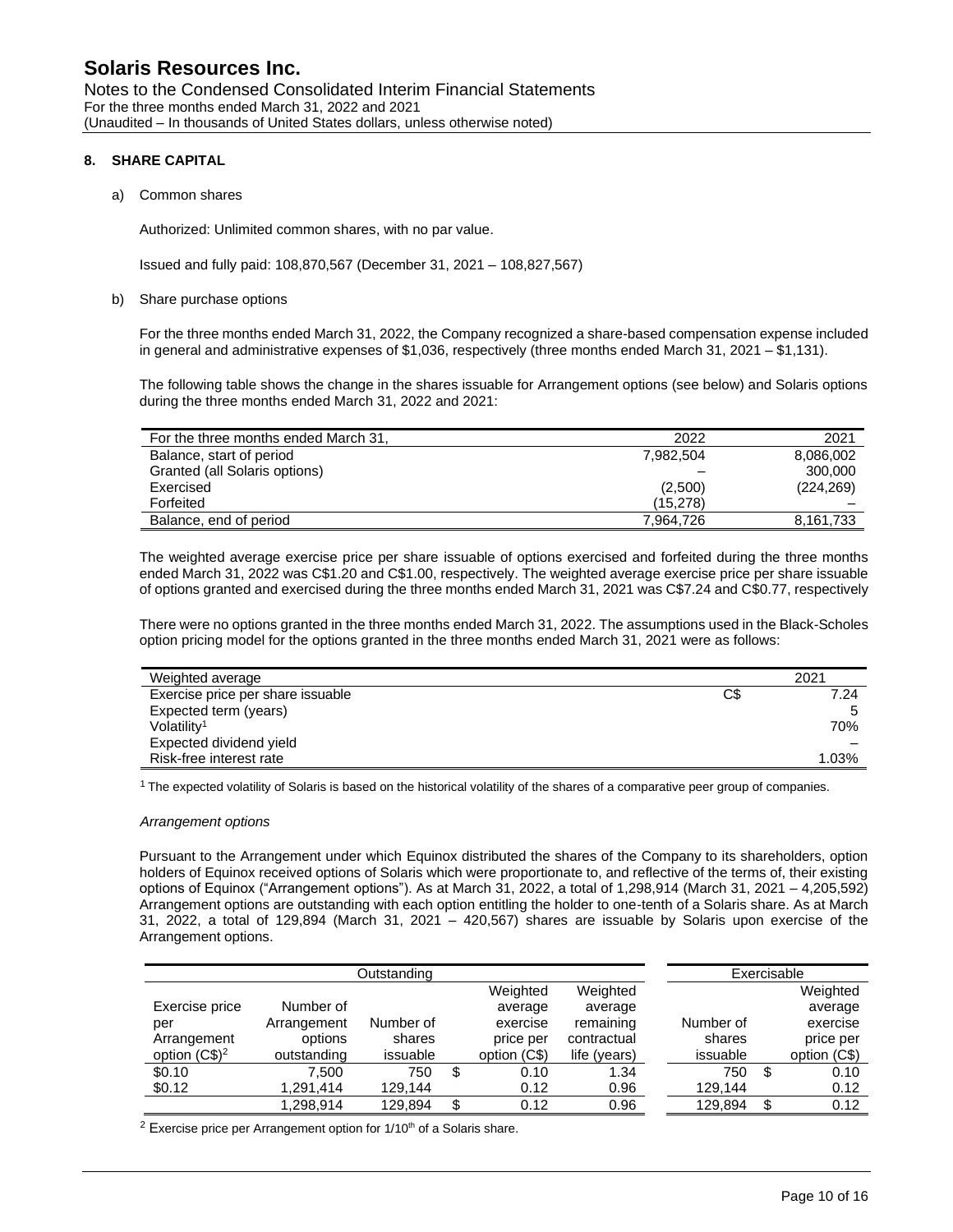## 8. SHARE CAPITAL

a) Common shares

Authorized: Unlimited common shares, with no par value.

Issued and fully paid: 108,870,567 (December 31, 2021 – 108,827,567)

b) Share purchase options

For the three months ended March 31, 2022, the Company recognized a share-based compensation expense included in general and administrative expenses of $1,036, respectively (three months ended March 31, 2021 – $1,131).

The following table shows the change in the shares issuable for Arrangement options (see below) and Solaris options during the three months ended March 31, 2022 and 2021:

| For the three months ended March 31, | 2022 | 2021 |
|---|---|---|
| Balance, start of period | 7,982,504 | 8,086,002 |
| Granted (all Solaris options) | – | 300,000 |
| Exercised | (2,500) | (224,269) |
| Forfeited | (15,278) | – |
| Balance, end of period | 7,964,726 | 8,161,733 |

The weighted average exercise price per share issuable of options exercised and forfeited during the three months ended March 31, 2022 was C$1.20 and C$1.00, respectively. The weighted average exercise price per share issuable of options granted and exercised during the three months ended March 31, 2021 was C$7.24 and C$0.77, respectively

There were no options granted in the three months ended March 31, 2022. The assumptions used in the Black-Scholes option pricing model for the options granted in the three months ended March 31, 2021 were as follows:

| Weighted average | | 2021 |
|---|---|---|
| Exercise price per share issuable | C$ | 7.24 |
| Expected term (years) | | 5 |
| Volatility[1] | | 70% |
| Expected dividend yield | | – |
| Risk-free interest rate | | 1.03% |

[1] The expected volatility of Solaris is based on the historical volatility of the shares of a comparative peer group of companies.

*Arrangement options*

Pursuant to the Arrangement under which Equinox distributed the shares of the Company to its shareholders, option holders of Equinox received options of Solaris which were proportionate to, and reflective of the terms of, their existing options of Equinox ("Arrangement options"). As at March 31, 2022, a total of 1,298,914 (March 31, 2021 – 4,205,592) Arrangement options are outstanding with each option entitling the holder to one-tenth of a Solaris share. As at March 31, 2022, a total of 129,894 (March 31, 2021 – 420,567) shares are issuable by Solaris upon exercise of the Arrangement options.

| Outstanding | | | | | | Exercisable | | |
|---|---|---|---|---|---|---|---|---|
| Exercise price per Arrangement option (C$)[2] | Number of Arrangement options outstanding | Number of shares issuable | | Weighted average exercise price per option (C$) | Weighted average remaining contractual life (years) | Number of shares issuable | | Weighted average exercise price per option (C$) |
| $0.10 | 7,500 | 750 | $ | 0.10 | 1.34 | 750 | $ | 0.10 |
| $0.12 | 1,291,414 | 129,144 | | 0.12 | 0.96 | 129,144 | | 0.12 |
| | 1,298,914 | 129,894 | $ | 0.12 | 0.96 | 129,894 | $ | 0.12 |

[2] Exercise price per Arrangement option for 1/10th of a Solaris share.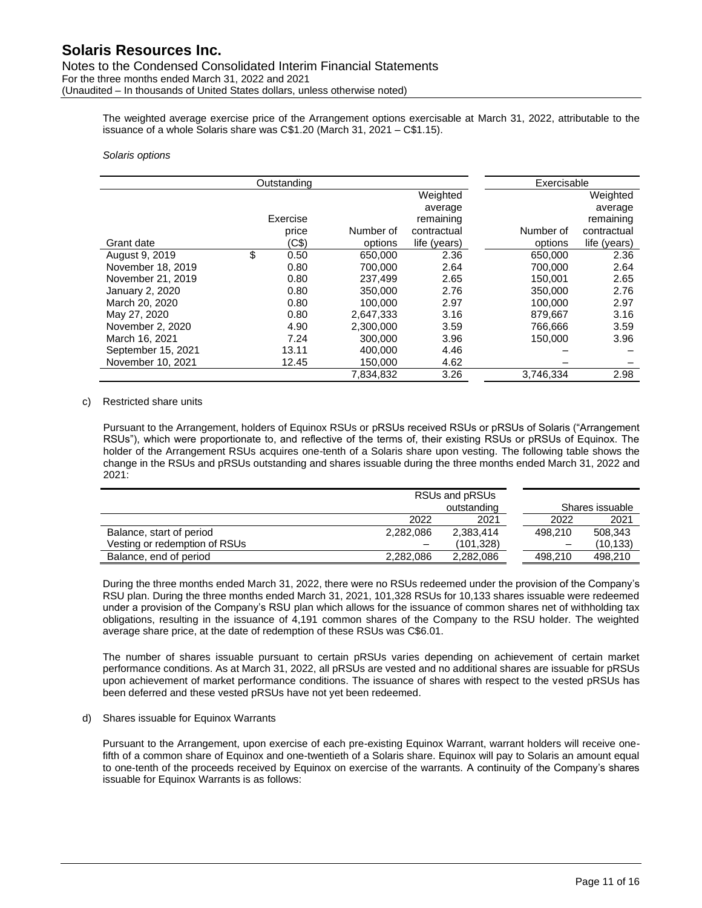The weighted average exercise price of the Arrangement options exercisable at March 31, 2022, attributable to the issuance of a whole Solaris share was C$1.20 (March 31, 2021 – C$1.15).

*Solaris options*

| Outstanding | | | | Exercisable | |
|---|---|---|---|---|---|
| Grant date | Exercise price (C$) | Number of options | Weighted average remaining contractual life (years) | Number of options | Weighted average remaining contractual life (years) |
| August 9, 2019 | $ 0.50 | 650,000 | 2.36 | 650,000 | 2.36 |
| November 18, 2019 | 0.80 | 700,000 | 2.64 | 700,000 | 2.64 |
| November 21, 2019 | 0.80 | 237,499 | 2.65 | 150,001 | 2.65 |
| January 2, 2020 | 0.80 | 350,000 | 2.76 | 350,000 | 2.76 |
| March 20, 2020 | 0.80 | 100,000 | 2.97 | 100,000 | 2.97 |
| May 27, 2020 | 0.80 | 2,647,333 | 3.16 | 879,667 | 3.16 |
| November 2, 2020 | 4.90 | 2,300,000 | 3.59 | 766,666 | 3.59 |
| March 16, 2021 | 7.24 | 300,000 | 3.96 | 150,000 | 3.96 |
| September 15, 2021 | 13.11 | 400,000 | 4.46 | – | – |
| November 10, 2021 | 12.45 | 150,000 | 4.62 | – | – |
| | | 7,834,832 | 3.26 | 3,746,334 | 2.98 |

c) Restricted share units

Pursuant to the Arrangement, holders of Equinox RSUs or pRSUs received RSUs or pRSUs of Solaris ("Arrangement RSUs"), which were proportionate to, and reflective of the terms of, their existing RSUs or pRSUs of Equinox. The holder of the Arrangement RSUs acquires one-tenth of a Solaris share upon vesting. The following table shows the change in the RSUs and pRSUs outstanding and shares issuable during the three months ended March 31, 2022 and 2021:

| | RSUs and pRSUs outstanding | | Shares issuable | |
|---|---|---|---|---|
| | 2022 | 2021 | 2022 | 2021 |
| Balance, start of period | 2,282,086 | 2,383,414 | 498,210 | 508,343 |
| Vesting or redemption of RSUs | – | (101,328) | – | (10,133) |
| Balance, end of period | 2,282,086 | 2,282,086 | 498,210 | 498,210 |

During the three months ended March 31, 2022, there were no RSUs redeemed under the provision of the Company's RSU plan. During the three months ended March 31, 2021, 101,328 RSUs for 10,133 shares issuable were redeemed under a provision of the Company's RSU plan which allows for the issuance of common shares net of withholding tax obligations, resulting in the issuance of 4,191 common shares of the Company to the RSU holder. The weighted average share price, at the date of redemption of these RSUs was C$6.01.

The number of shares issuable pursuant to certain pRSUs varies depending on achievement of certain market performance conditions. As at March 31, 2022, all pRSUs are vested and no additional shares are issuable for pRSUs upon achievement of market performance conditions. The issuance of shares with respect to the vested pRSUs has been deferred and these vested pRSUs have not yet been redeemed.

d) Shares issuable for Equinox Warrants

Pursuant to the Arrangement, upon exercise of each pre-existing Equinox Warrant, warrant holders will receive one-fifth of a common share of Equinox and one-twentieth of a Solaris share. Equinox will pay to Solaris an amount equal to one-tenth of the proceeds received by Equinox on exercise of the warrants. A continuity of the Company's shares issuable for Equinox Warrants is as follows: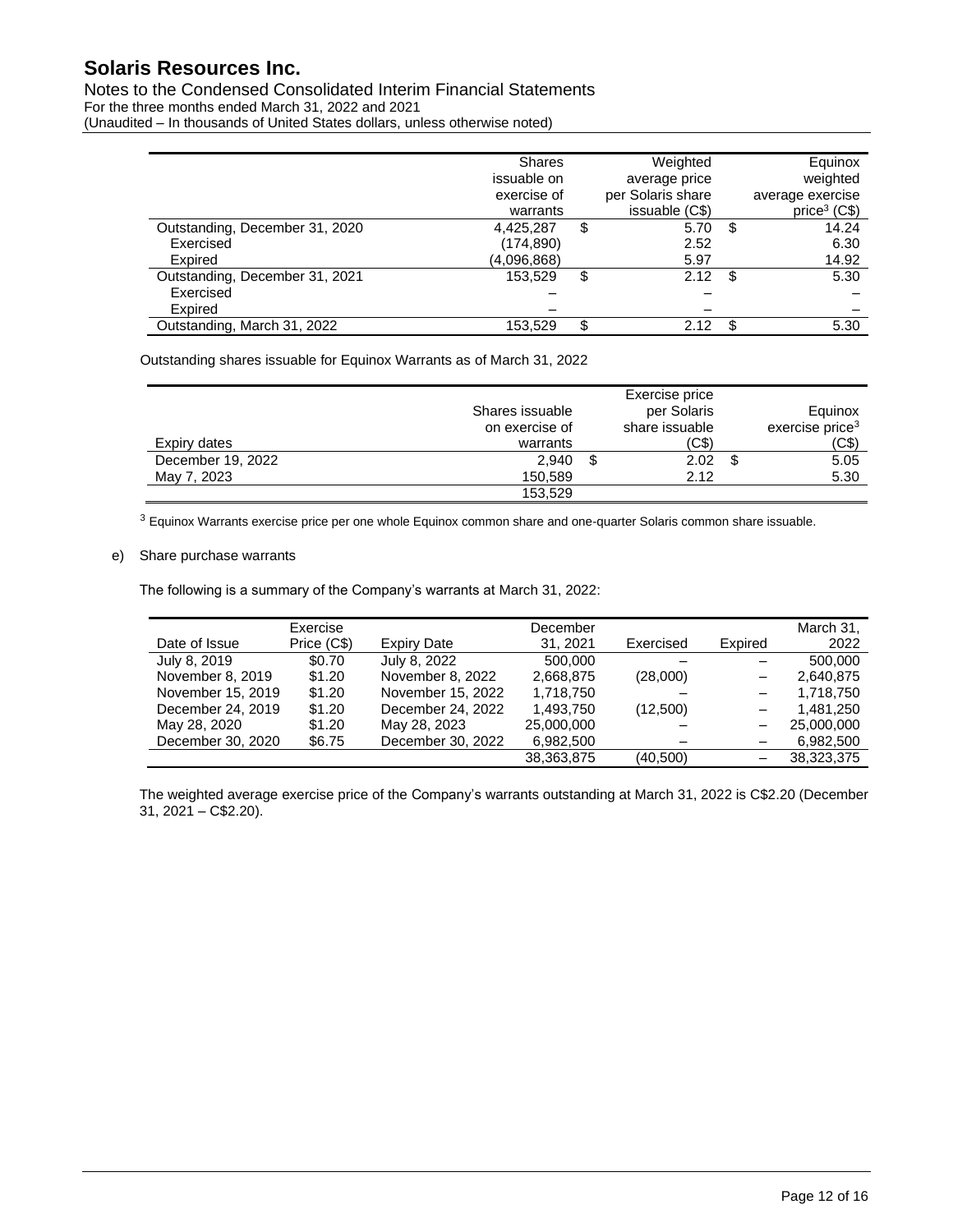|  | Shares issuable on exercise of warrants | Weighted average price per Solaris share issuable (C$) | Equinox weighted average exercise price[3] (C$) |
|---|---|---|---|
| Outstanding, December 31, 2020 | 4,425,287 | $ 5.70 | $ 14.24 |
| Exercised | (174,890) | 2.52 | 6.30 |
| Expired | (4,096,868) | 5.97 | 14.92 |
| Outstanding, December 31, 2021 | 153,529 | $ 2.12 | $ 5.30 |
| Exercised | – | – | – |
| Expired | – | – | – |
| Outstanding, March 31, 2022 | 153,529 | $ 2.12 | $ 5.30 |

Outstanding shares issuable for Equinox Warrants as of March 31, 2022

| Expiry dates | Shares issuable on exercise of warrants | Exercise price per Solaris share issuable (C$) | Equinox exercise price[3] (C$) |
|---|---|---|---|
| December 19, 2022 | 2,940 | $ 2.02 | $ 5.05 |
| May 7, 2023 | 150,589 | 2.12 | 5.30 |
|  | 153,529 |  |  |

[3] Equinox Warrants exercise price per one whole Equinox common share and one-quarter Solaris common share issuable.

e) Share purchase warrants

The following is a summary of the Company's warrants at March 31, 2022:

| Date of Issue | Exercise Price (C$) | Expiry Date | December 31, 2021 | Exercised | Expired | March 31, 2022 |
|---|---|---|---|---|---|---|
| July 8, 2019 | $0.70 | July 8, 2022 | 500,000 | – | – | 500,000 |
| November 8, 2019 | $1.20 | November 8, 2022 | 2,668,875 | (28,000) | – | 2,640,875 |
| November 15, 2019 | $1.20 | November 15, 2022 | 1,718,750 | – | – | 1,718,750 |
| December 24, 2019 | $1.20 | December 24, 2022 | 1,493,750 | (12,500) | – | 1,481,250 |
| May 28, 2020 | $1.20 | May 28, 2023 | 25,000,000 | – | – | 25,000,000 |
| December 30, 2020 | $6.75 | December 30, 2022 | 6,982,500 | – | – | 6,982,500 |
|  |  |  | 38,363,875 | (40,500) | – | 38,323,375 |

The weighted average exercise price of the Company's warrants outstanding at March 31, 2022 is C$2.20 (December 31, 2021 – C$2.20).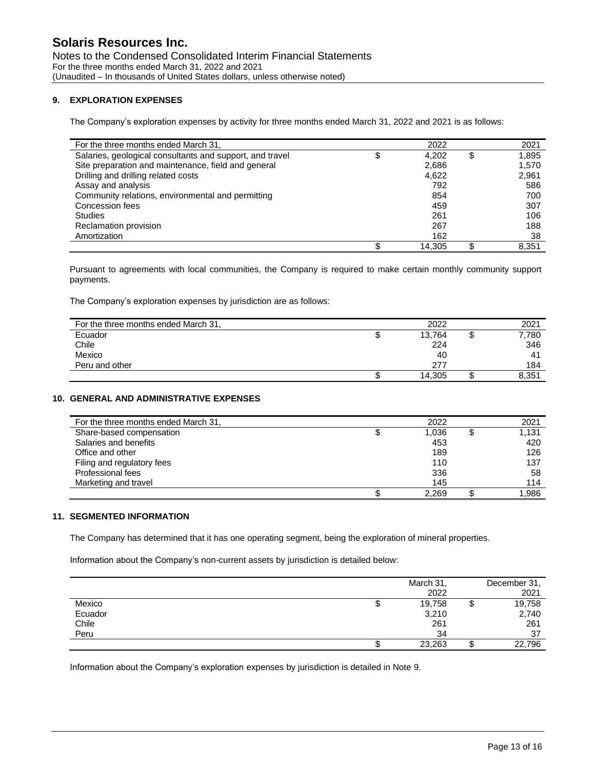## 9. EXPLORATION EXPENSES

The Company's exploration expenses by activity for three months ended March 31, 2022 and 2021 is as follows:

| For the three months ended March 31, | 2022 | 2021 |
|---|---|---|
| Salaries, geological consultants and support, and travel | $ 4,202 | $ 1,895 |
| Site preparation and maintenance, field and general | 2,686 | 1,570 |
| Drilling and drilling related costs | 4,622 | 2,961 |
| Assay and analysis | 792 | 586 |
| Community relations, environmental and permitting | 854 | 700 |
| Concession fees | 459 | 307 |
| Studies | 261 | 106 |
| Reclamation provision | 267 | 188 |
| Amortization | 162 | 38 |
| | $ 14,305 | $ 8,351 |

Pursuant to agreements with local communities, the Company is required to make certain monthly community support payments.

The Company's exploration expenses by jurisdiction are as follows:

| For the three months ended March 31, | 2022 | 2021 |
|---|---|---|
| Ecuador | $ 13,764 | $ 7,780 |
| Chile | 224 | 346 |
| Mexico | 40 | 41 |
| Peru and other | 277 | 184 |
| | $ 14,305 | $ 8,351 |

## 10. GENERAL AND ADMINISTRATIVE EXPENSES

| For the three months ended March 31, | 2022 | 2021 |
|---|---|---|
| Share-based compensation | $ 1,036 | $ 1,131 |
| Salaries and benefits | 453 | 420 |
| Office and other | 189 | 126 |
| Filing and regulatory fees | 110 | 137 |
| Professional fees | 336 | 58 |
| Marketing and travel | 145 | 114 |
| | $ 2,269 | $ 1,986 |

## 11. SEGMENTED INFORMATION

The Company has determined that it has one operating segment, being the exploration of mineral properties.

Information about the Company's non-current assets by jurisdiction is detailed below:

| | March 31, 2022 | December 31, 2021 |
|---|---|---|
| Mexico | $ 19,758 | $ 19,758 |
| Ecuador | 3,210 | 2,740 |
| Chile | 261 | 261 |
| Peru | 34 | 37 |
| | $ 23,263 | $ 22,796 |

Information about the Company's exploration expenses by jurisdiction is detailed in Note 9.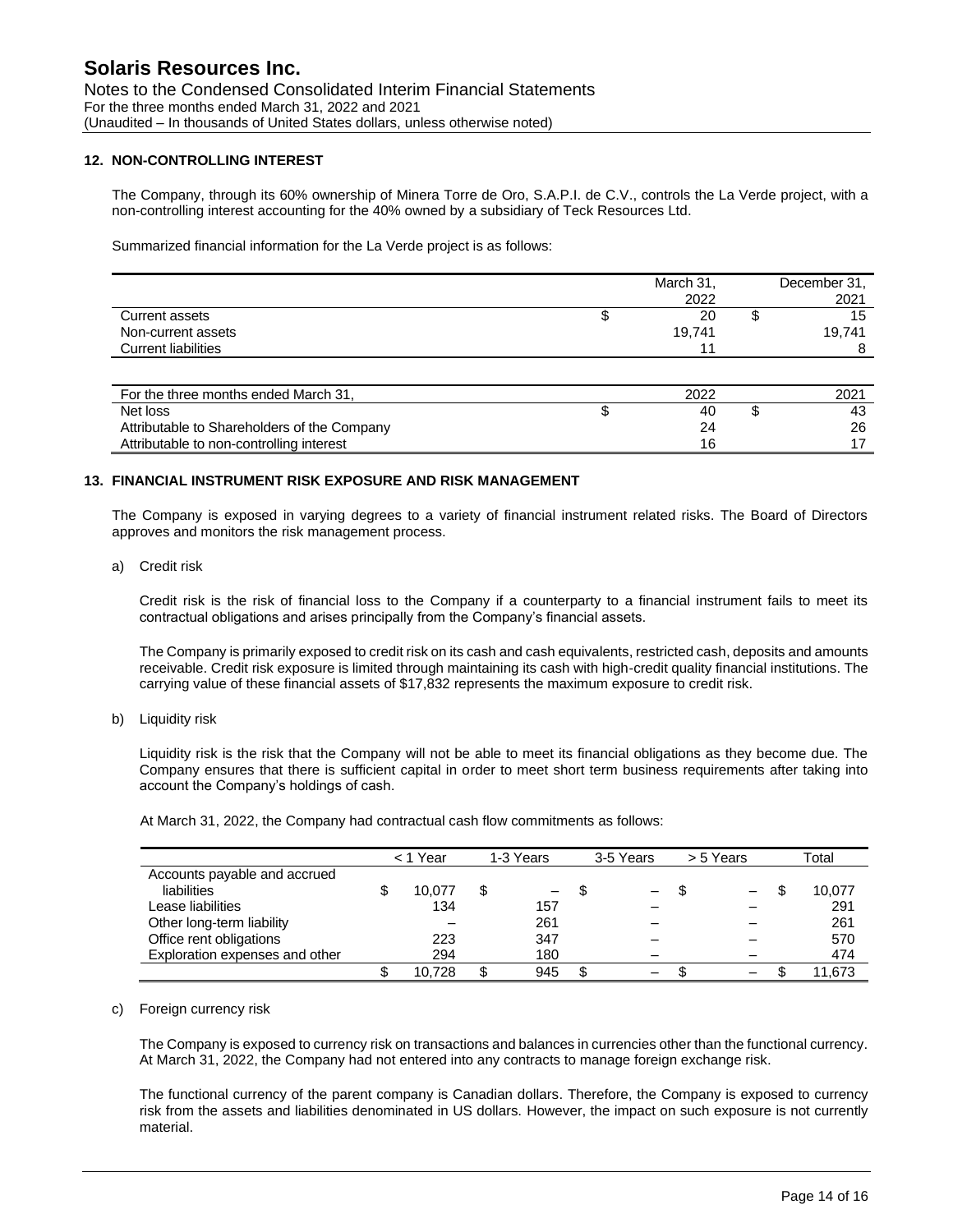## 12. NON-CONTROLLING INTEREST

The Company, through its 60% ownership of Minera Torre de Oro, S.A.P.I. de C.V., controls the La Verde project, with a non-controlling interest accounting for the 40% owned by a subsidiary of Teck Resources Ltd.

Summarized financial information for the La Verde project is as follows:

| | March 31, 2022 | December 31, 2021 |
|---|---|---|
| Current assets | $ 20 | $ 15 |
| Non-current assets | 19,741 | 19,741 |
| Current liabilities | 11 | 8 |

| For the three months ended March 31, | 2022 | 2021 |
|---|---|---|
| Net loss | $ 40 | $ 43 |
| Attributable to Shareholders of the Company | 24 | 26 |
| Attributable to non-controlling interest | 16 | 17 |

## 13. FINANCIAL INSTRUMENT RISK EXPOSURE AND RISK MANAGEMENT

The Company is exposed in varying degrees to a variety of financial instrument related risks. The Board of Directors approves and monitors the risk management process.

a) Credit risk

Credit risk is the risk of financial loss to the Company if a counterparty to a financial instrument fails to meet its contractual obligations and arises principally from the Company's financial assets.

The Company is primarily exposed to credit risk on its cash and cash equivalents, restricted cash, deposits and amounts receivable. Credit risk exposure is limited through maintaining its cash with high-credit quality financial institutions. The carrying value of these financial assets of $17,832 represents the maximum exposure to credit risk.

b) Liquidity risk

Liquidity risk is the risk that the Company will not be able to meet its financial obligations as they become due. The Company ensures that there is sufficient capital in order to meet short term business requirements after taking into account the Company's holdings of cash.

At March 31, 2022, the Company had contractual cash flow commitments as follows:

| | < 1 Year | 1-3 Years | 3-5 Years | > 5 Years | Total |
|---|---|---|---|---|---|
| Accounts payable and accrued liabilities | $ 10,077 | $ – | $ – | $ – | $ 10,077 |
| Lease liabilities | 134 | 157 | – | – | 291 |
| Other long-term liability | – | 261 | – | – | 261 |
| Office rent obligations | 223 | 347 | – | – | 570 |
| Exploration expenses and other | 294 | 180 | – | – | 474 |
| | $ 10,728 | $ 945 | $ – | $ – | $ 11,673 |

c) Foreign currency risk

The Company is exposed to currency risk on transactions and balances in currencies other than the functional currency. At March 31, 2022, the Company had not entered into any contracts to manage foreign exchange risk.

The functional currency of the parent company is Canadian dollars. Therefore, the Company is exposed to currency risk from the assets and liabilities denominated in US dollars. However, the impact on such exposure is not currently material.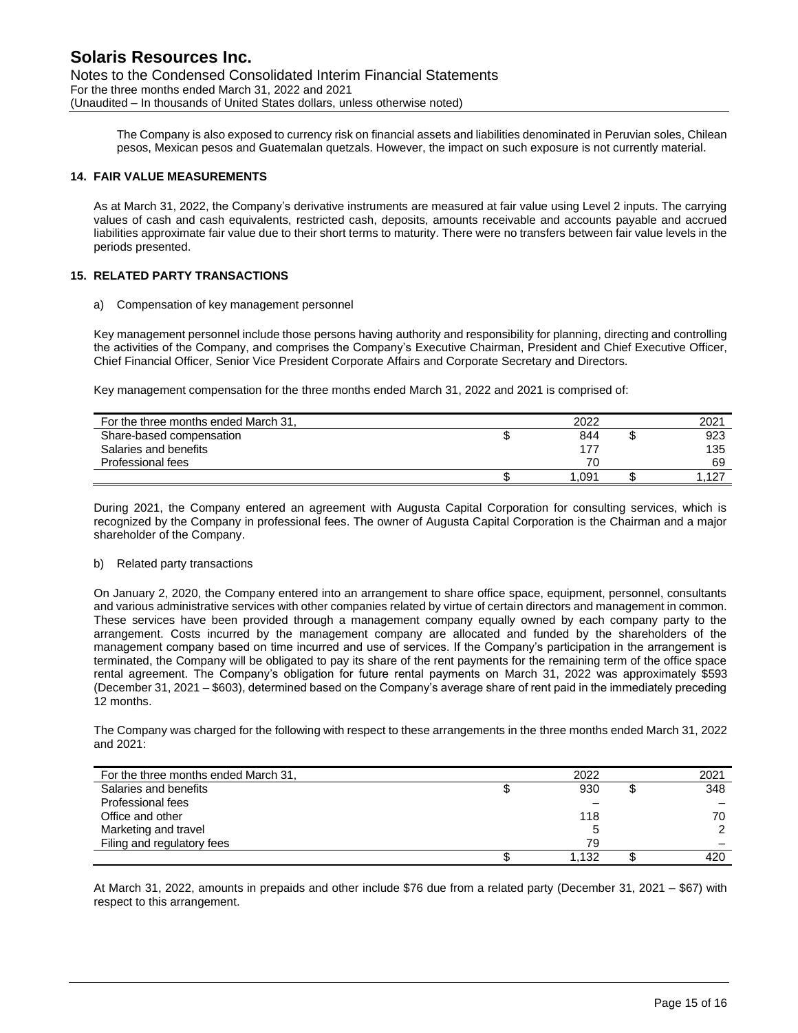The Company is also exposed to currency risk on financial assets and liabilities denominated in Peruvian soles, Chilean pesos, Mexican pesos and Guatemalan quetzals. However, the impact on such exposure is not currently material.

## 14. FAIR VALUE MEASUREMENTS

As at March 31, 2022, the Company's derivative instruments are measured at fair value using Level 2 inputs. The carrying values of cash and cash equivalents, restricted cash, deposits, amounts receivable and accounts payable and accrued liabilities approximate fair value due to their short terms to maturity. There were no transfers between fair value levels in the periods presented.

## 15. RELATED PARTY TRANSACTIONS

a) Compensation of key management personnel

Key management personnel include those persons having authority and responsibility for planning, directing and controlling the activities of the Company, and comprises the Company's Executive Chairman, President and Chief Executive Officer, Chief Financial Officer, Senior Vice President Corporate Affairs and Corporate Secretary and Directors.

Key management compensation for the three months ended March 31, 2022 and 2021 is comprised of:

| For the three months ended March 31, | 2022 | 2021 |
|---|---|---|
| Share-based compensation | $ 844 | $ 923 |
| Salaries and benefits | 177 | 135 |
| Professional fees | 70 | 69 |
| | $ 1,091 | $ 1,127 |

During 2021, the Company entered an agreement with Augusta Capital Corporation for consulting services, which is recognized by the Company in professional fees. The owner of Augusta Capital Corporation is the Chairman and a major shareholder of the Company.

b) Related party transactions

On January 2, 2020, the Company entered into an arrangement to share office space, equipment, personnel, consultants and various administrative services with other companies related by virtue of certain directors and management in common. These services have been provided through a management company equally owned by each company party to the arrangement. Costs incurred by the management company are allocated and funded by the shareholders of the management company based on time incurred and use of services. If the Company's participation in the arrangement is terminated, the Company will be obligated to pay its share of the rent payments for the remaining term of the office space rental agreement. The Company's obligation for future rental payments on March 31, 2022 was approximately $593 (December 31, 2021 – $603), determined based on the Company's average share of rent paid in the immediately preceding 12 months.

The Company was charged for the following with respect to these arrangements in the three months ended March 31, 2022 and 2021:

| For the three months ended March 31, | 2022 | 2021 |
|---|---|---|
| Salaries and benefits | $ 930 | $ 348 |
| Professional fees | – | – |
| Office and other | 118 | 70 |
| Marketing and travel | 5 | 2 |
| Filing and regulatory fees | 79 | – |
| | $ 1,132 | $ 420 |

At March 31, 2022, amounts in prepaids and other include $76 due from a related party (December 31, 2021 – $67) with respect to this arrangement.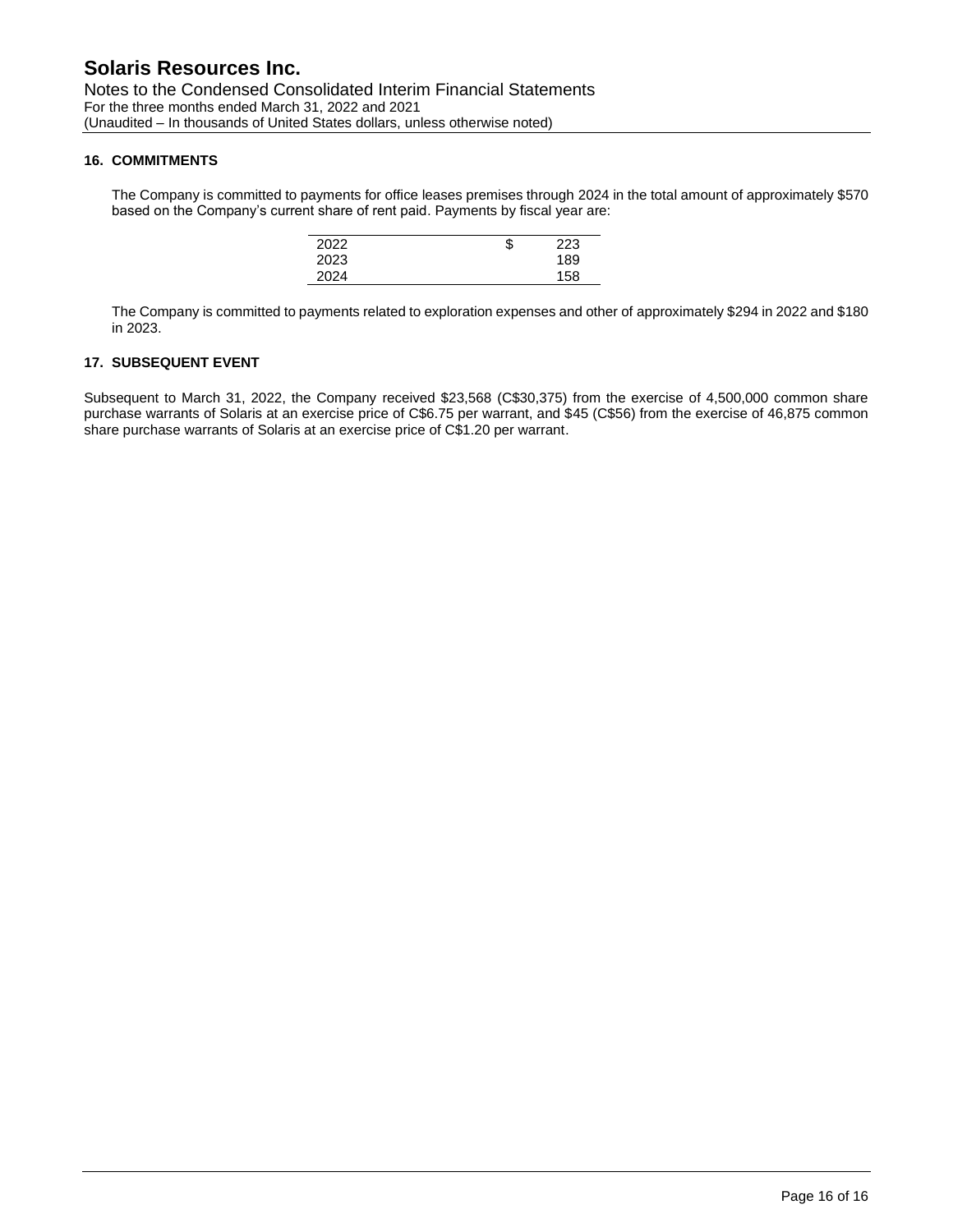## 16. COMMITMENTS

The Company is committed to payments for office leases premises through 2024 in the total amount of approximately $570 based on the Company's current share of rent paid. Payments by fiscal year are:

| | | |
|---|---|---|
| 2022 | $ | 223 |
| 2023 | | 189 |
| 2024 | | 158 |

The Company is committed to payments related to exploration expenses and other of approximately $294 in 2022 and $180 in 2023.

## 17. SUBSEQUENT EVENT

Subsequent to March 31, 2022, the Company received $23,568 (C$30,375) from the exercise of 4,500,000 common share purchase warrants of Solaris at an exercise price of C$6.75 per warrant, and $45 (C$56) from the exercise of 46,875 common share purchase warrants of Solaris at an exercise price of C$1.20 per warrant.